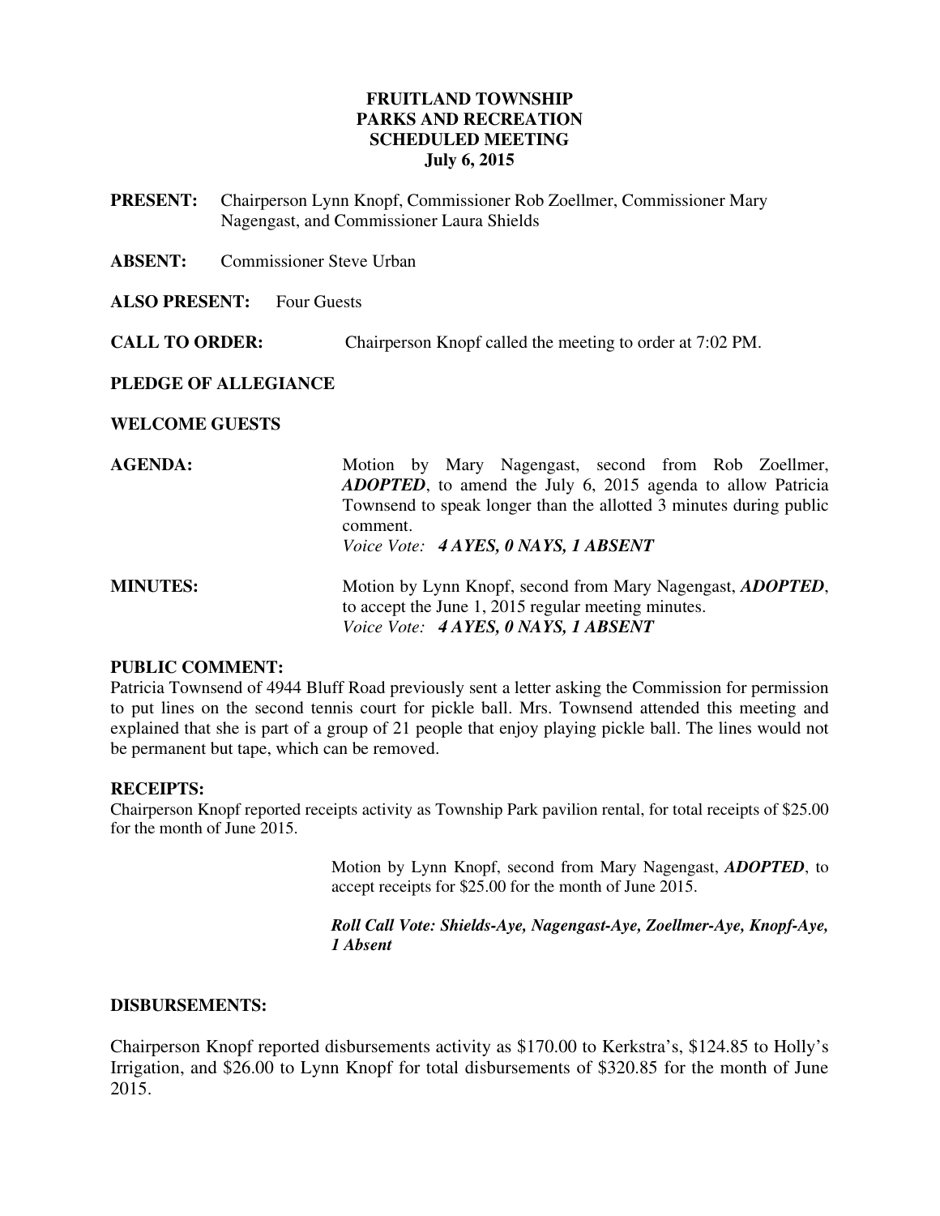**FRUITLAND TOWNSHIP**
**PARKS AND RECREATION**
**SCHEDULED MEETING**
**July 6, 2015**

**PRESENT:** Chairperson Lynn Knopf, Commissioner Rob Zoellmer, Commissioner Mary Nagengast, and Commissioner Laura Shields

**ABSENT:** Commissioner Steve Urban

**ALSO PRESENT:** Four Guests

**CALL TO ORDER:** Chairperson Knopf called the meeting to order at 7:02 PM.

**PLEDGE OF ALLEGIANCE**

**WELCOME GUESTS**

**AGENDA:** Motion by Mary Nagengast, second from Rob Zoellmer, ***ADOPTED***, to amend the July 6, 2015 agenda to allow Patricia Townsend to speak longer than the allotted 3 minutes during public comment.
*Voice Vote:* ***4 AYES, 0 NAYS, 1 ABSENT***

**MINUTES:** Motion by Lynn Knopf, second from Mary Nagengast, ***ADOPTED***, to accept the June 1, 2015 regular meeting minutes.
*Voice Vote:* ***4 AYES, 0 NAYS, 1 ABSENT***

**PUBLIC COMMENT:**
Patricia Townsend of 4944 Bluff Road previously sent a letter asking the Commission for permission to put lines on the second tennis court for pickle ball. Mrs. Townsend attended this meeting and explained that she is part of a group of 21 people that enjoy playing pickle ball. The lines would not be permanent but tape, which can be removed.

**RECEIPTS:**
Chairperson Knopf reported receipts activity as Township Park pavilion rental, for total receipts of $25.00 for the month of June 2015.

Motion by Lynn Knopf, second from Mary Nagengast, ***ADOPTED***, to accept receipts for $25.00 for the month of June 2015.

***Roll Call Vote: Shields-Aye, Nagengast-Aye, Zoellmer-Aye, Knopf-Aye, 1 Absent***

**DISBURSEMENTS:**

Chairperson Knopf reported disbursements activity as $170.00 to Kerkstra's, $124.85 to Holly's Irrigation, and $26.00 to Lynn Knopf for total disbursements of $320.85 for the month of June 2015.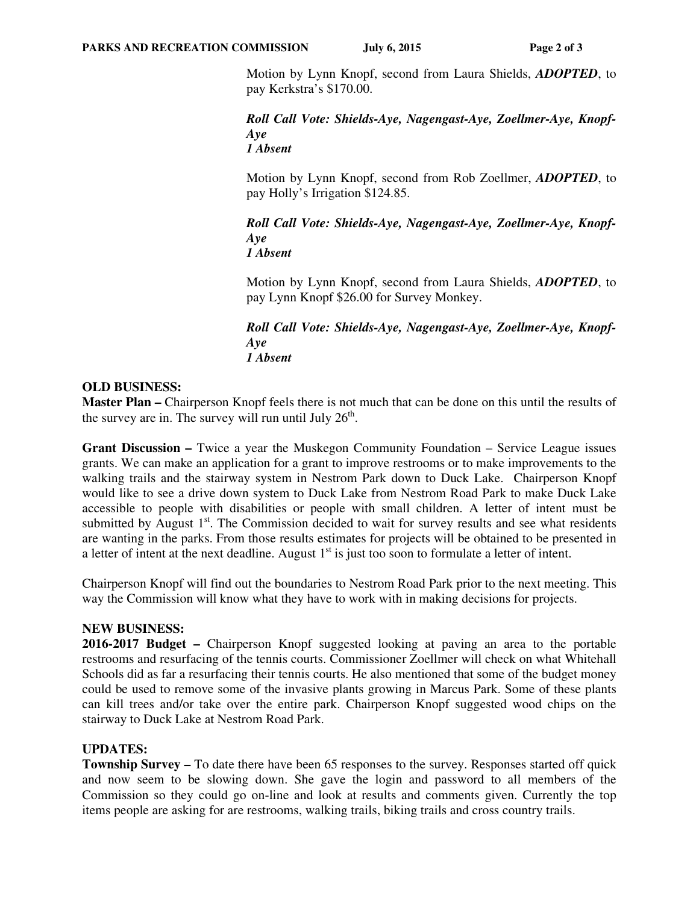Motion by Lynn Knopf, second from Laura Shields, ***ADOPTED***, to pay Kerkstra's $170.00.

***Roll Call Vote: Shields-Aye, Nagengast-Aye, Zoellmer-Aye, Knopf-Aye***
***1 Absent***

Motion by Lynn Knopf, second from Rob Zoellmer, ***ADOPTED***, to pay Holly's Irrigation $124.85.

***Roll Call Vote: Shields-Aye, Nagengast-Aye, Zoellmer-Aye, Knopf-Aye***
***1 Absent***

Motion by Lynn Knopf, second from Laura Shields, ***ADOPTED***, to pay Lynn Knopf $26.00 for Survey Monkey.

***Roll Call Vote: Shields-Aye, Nagengast-Aye, Zoellmer-Aye, Knopf-Aye***
***1 Absent***

**OLD BUSINESS:**

**Master Plan –** Chairperson Knopf feels there is not much that can be done on this until the results of the survey are in. The survey will run until July 26th.

**Grant Discussion –** Twice a year the Muskegon Community Foundation – Service League issues grants. We can make an application for a grant to improve restrooms or to make improvements to the walking trails and the stairway system in Nestrom Park down to Duck Lake. Chairperson Knopf would like to see a drive down system to Duck Lake from Nestrom Road Park to make Duck Lake accessible to people with disabilities or people with small children. A letter of intent must be submitted by August 1st. The Commission decided to wait for survey results and see what residents are wanting in the parks. From those results estimates for projects will be obtained to be presented in a letter of intent at the next deadline. August 1st is just too soon to formulate a letter of intent.

Chairperson Knopf will find out the boundaries to Nestrom Road Park prior to the next meeting. This way the Commission will know what they have to work with in making decisions for projects.

**NEW BUSINESS:**

**2016-2017 Budget –** Chairperson Knopf suggested looking at paving an area to the portable restrooms and resurfacing of the tennis courts. Commissioner Zoellmer will check on what Whitehall Schools did as far a resurfacing their tennis courts. He also mentioned that some of the budget money could be used to remove some of the invasive plants growing in Marcus Park. Some of these plants can kill trees and/or take over the entire park. Chairperson Knopf suggested wood chips on the stairway to Duck Lake at Nestrom Road Park.

**UPDATES:**

**Township Survey –** To date there have been 65 responses to the survey. Responses started off quick and now seem to be slowing down. She gave the login and password to all members of the Commission so they could go on-line and look at results and comments given. Currently the top items people are asking for are restrooms, walking trails, biking trails and cross country trails.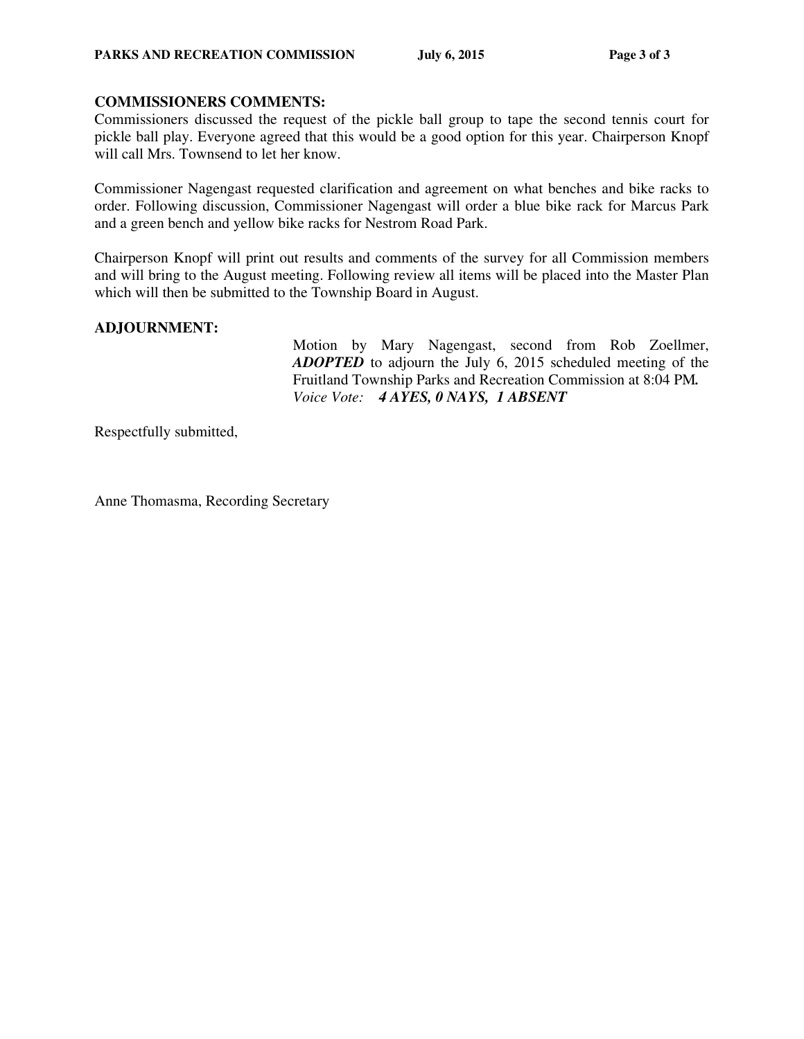**COMMISSIONERS COMMENTS:**

Commissioners discussed the request of the pickle ball group to tape the second tennis court for pickle ball play. Everyone agreed that this would be a good option for this year. Chairperson Knopf will call Mrs. Townsend to let her know.

Commissioner Nagengast requested clarification and agreement on what benches and bike racks to order. Following discussion, Commissioner Nagengast will order a blue bike rack for Marcus Park and a green bench and yellow bike racks for Nestrom Road Park.

Chairperson Knopf will print out results and comments of the survey for all Commission members and will bring to the August meeting. Following review all items will be placed into the Master Plan which will then be submitted to the Township Board in August.

**ADJOURNMENT:**

Motion by Mary Nagengast, second from Rob Zoellmer, ***ADOPTED*** to adjourn the July 6, 2015 scheduled meeting of the Fruitland Township Parks and Recreation Commission at 8:04 PM**.**
*Voice Vote:* ***4 AYES, 0 NAYS, 1 ABSENT***

Respectfully submitted,

Anne Thomasma, Recording Secretary